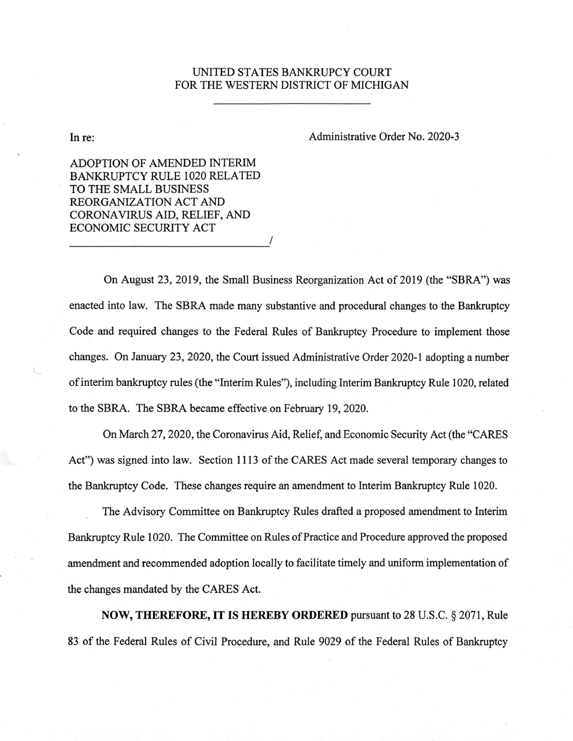UNITED STATES BANKRUPCY COURT
FOR THE WESTERN DISTRICT OF MICHIGAN

---

In re: Administrative Order No. 2020-3

ADOPTION OF AMENDED INTERIM BANKRUPTCY RULE 1020 RELATED TO THE SMALL BUSINESS REORGANIZATION ACT AND CORONAVIRUS AID, RELIEF, AND ECONOMIC SECURITY ACT

_________________________________/

On August 23, 2019, the Small Business Reorganization Act of 2019 (the "SBRA") was enacted into law. The SBRA made many substantive and procedural changes to the Bankruptcy Code and required changes to the Federal Rules of Bankruptcy Procedure to implement those changes. On January 23, 2020, the Court issued Administrative Order 2020-1 adopting a number of interim bankruptcy rules (the "Interim Rules"), including Interim Bankruptcy Rule 1020, related to the SBRA. The SBRA became effective on February 19, 2020.

On March 27, 2020, the Coronavirus Aid, Relief, and Economic Security Act (the "CARES Act") was signed into law. Section 1113 of the CARES Act made several temporary changes to the Bankruptcy Code. These changes require an amendment to Interim Bankruptcy Rule 1020.

The Advisory Committee on Bankruptcy Rules drafted a proposed amendment to Interim Bankruptcy Rule 1020. The Committee on Rules of Practice and Procedure approved the proposed amendment and recommended adoption locally to facilitate timely and uniform implementation of the changes mandated by the CARES Act.

**NOW, THEREFORE, IT IS HEREBY ORDERED** pursuant to 28 U.S.C. § 2071, Rule 83 of the Federal Rules of Civil Procedure, and Rule 9029 of the Federal Rules of Bankruptcy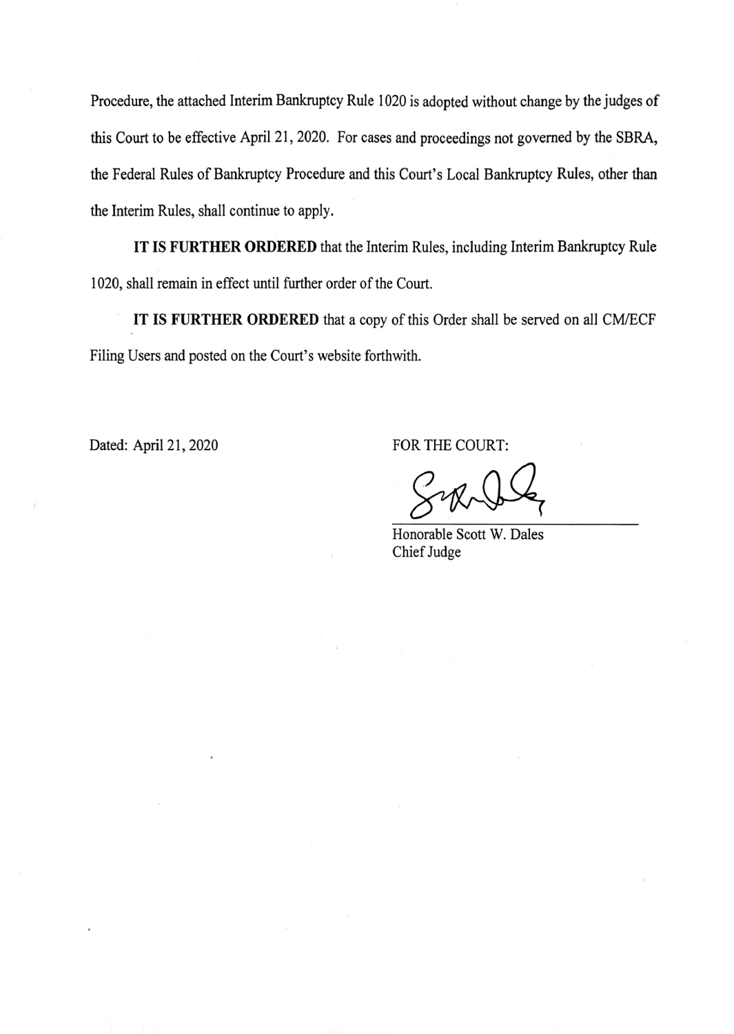Procedure, the attached Interim Bankruptcy Rule 1020 is adopted without change by the judges of this Court to be effective April 21, 2020. For cases and proceedings not governed by the SBRA, the Federal Rules of Bankruptcy Procedure and this Court's Local Bankruptcy Rules, other than the Interim Rules, shall continue to apply.

**IT IS FURTHER ORDERED** that the Interim Rules, including Interim Bankruptcy Rule 1020, shall remain in effect until further order of the Court.

**IT IS FURTHER ORDERED** that a copy of this Order shall be served on all CM/ECF Filing Users and posted on the Court's website forthwith.

Dated: April 21, 2020

FOR THE COURT:

Honorable Scott W. Dales
Chief Judge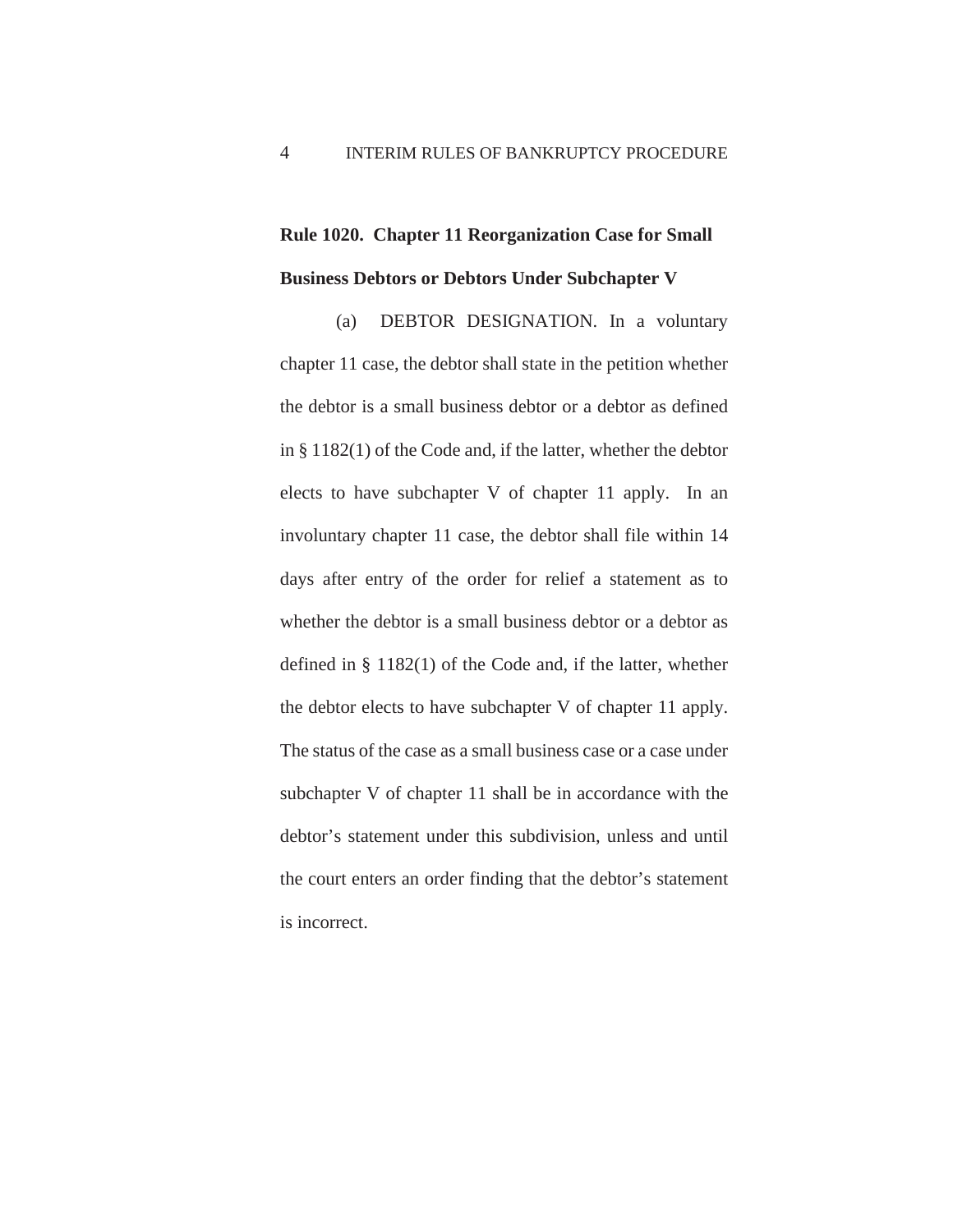**Rule 1020. Chapter 11 Reorganization Case for Small Business Debtors or Debtors Under Subchapter V**

(a) DEBTOR DESIGNATION. In a voluntary chapter 11 case, the debtor shall state in the petition whether the debtor is a small business debtor or a debtor as defined in § 1182(1) of the Code and, if the latter, whether the debtor elects to have subchapter V of chapter 11 apply. In an involuntary chapter 11 case, the debtor shall file within 14 days after entry of the order for relief a statement as to whether the debtor is a small business debtor or a debtor as defined in § 1182(1) of the Code and, if the latter, whether the debtor elects to have subchapter V of chapter 11 apply. The status of the case as a small business case or a case under subchapter V of chapter 11 shall be in accordance with the debtor's statement under this subdivision, unless and until the court enters an order finding that the debtor's statement is incorrect.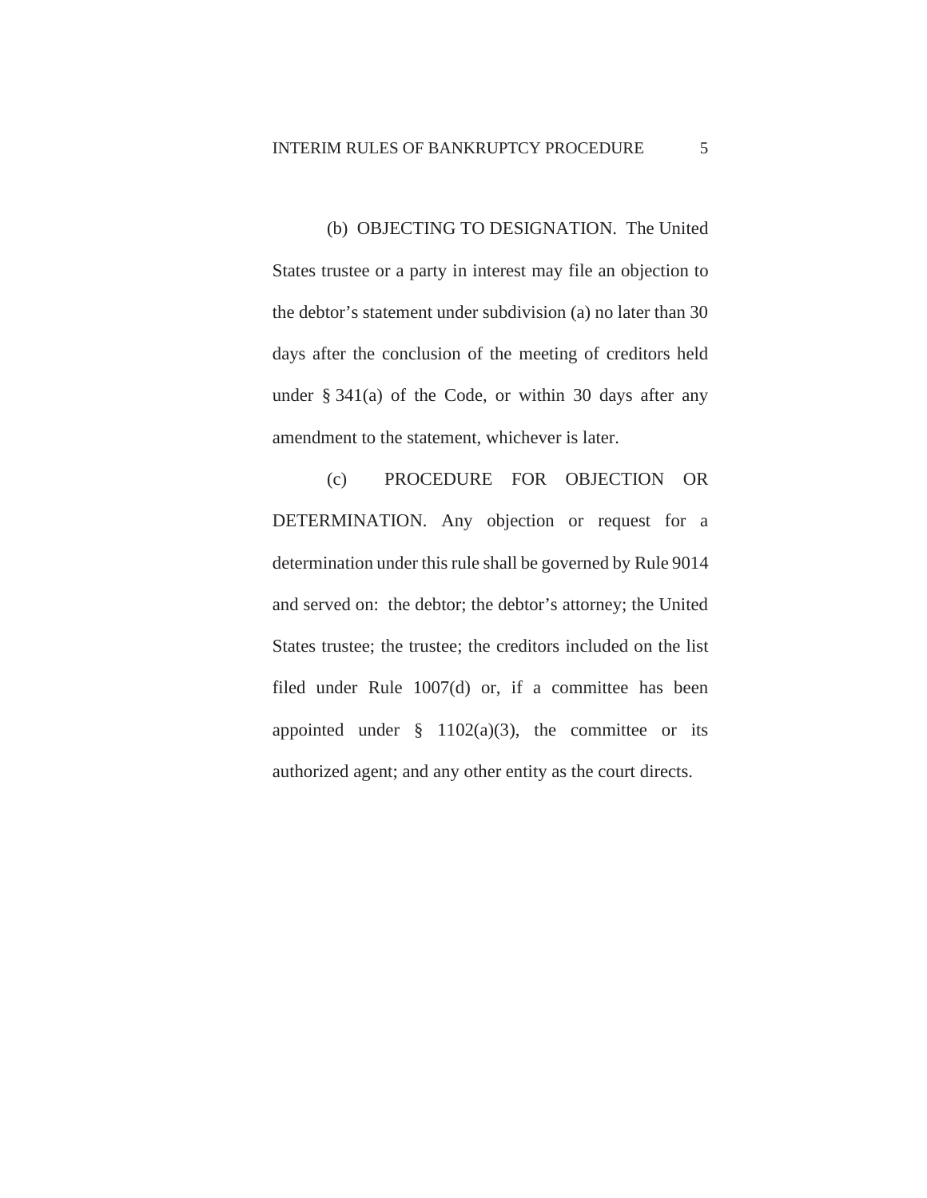(b) OBJECTING TO DESIGNATION. The United States trustee or a party in interest may file an objection to the debtor's statement under subdivision (a) no later than 30 days after the conclusion of the meeting of creditors held under § 341(a) of the Code, or within 30 days after any amendment to the statement, whichever is later.

(c) PROCEDURE FOR OBJECTION OR DETERMINATION. Any objection or request for a determination under this rule shall be governed by Rule 9014 and served on: the debtor; the debtor's attorney; the United States trustee; the trustee; the creditors included on the list filed under Rule 1007(d) or, if a committee has been appointed under § 1102(a)(3), the committee or its authorized agent; and any other entity as the court directs.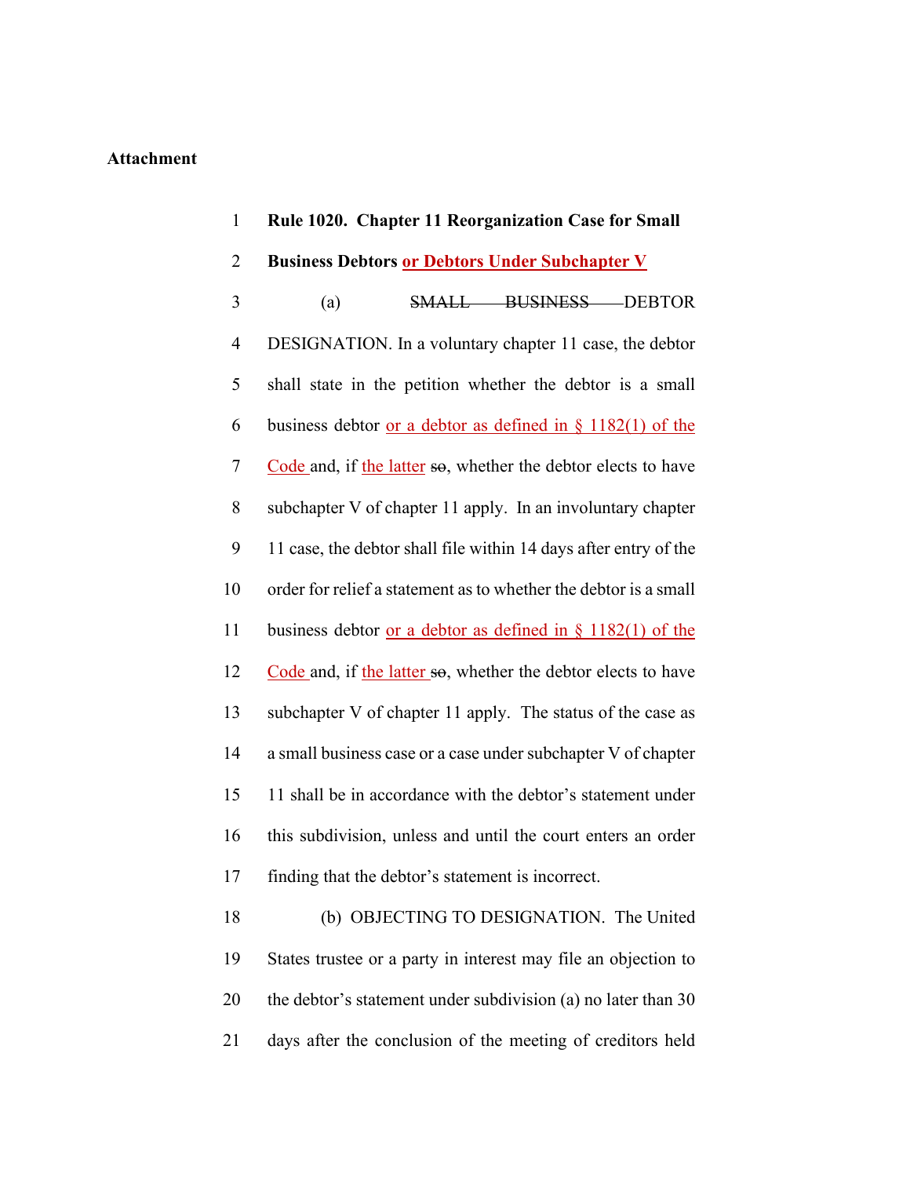**Attachment**

**Rule 1020. Chapter 11 Reorganization Case for Small Business Debtors <u>or Debtors Under Subchapter V</u>**

(a) ~~SMALL BUSINESS~~ DEBTOR DESIGNATION. In a voluntary chapter 11 case, the debtor shall state in the petition whether the debtor is a small business debtor <u>or a debtor as defined in § 1182(1) of the Code</u> and, if <u>the latter</u> ~~so~~, whether the debtor elects to have subchapter V of chapter 11 apply. In an involuntary chapter 11 case, the debtor shall file within 14 days after entry of the order for relief a statement as to whether the debtor is a small business debtor <u>or a debtor as defined in § 1182(1) of the Code</u> and, if <u>the latter</u> ~~so~~, whether the debtor elects to have subchapter V of chapter 11 apply. The status of the case as a small business case or a case under subchapter V of chapter 11 shall be in accordance with the debtor's statement under this subdivision, unless and until the court enters an order finding that the debtor's statement is incorrect.

(b) OBJECTING TO DESIGNATION. The United States trustee or a party in interest may file an objection to the debtor's statement under subdivision (a) no later than 30 days after the conclusion of the meeting of creditors held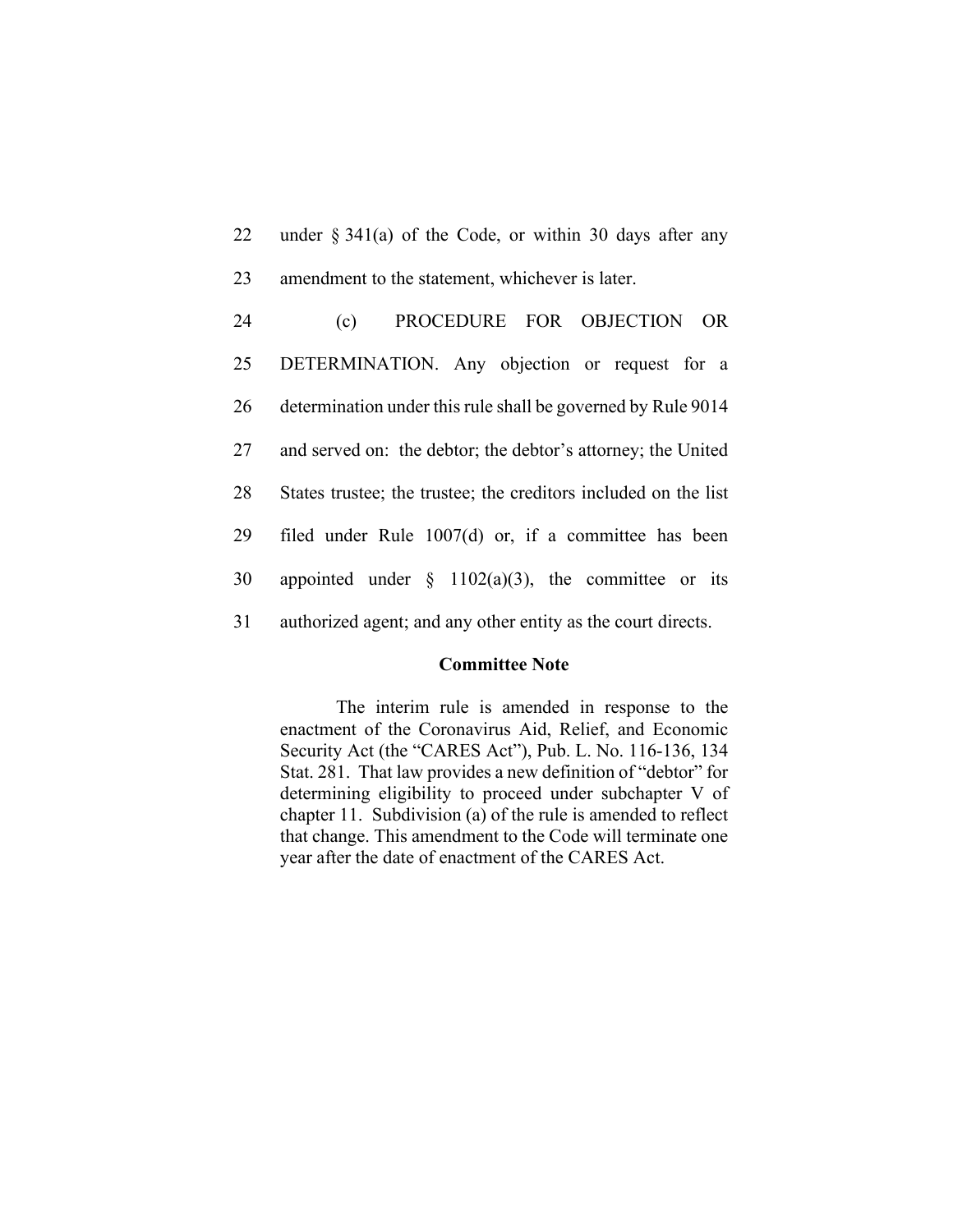22 under § 341(a) of the Code, or within 30 days after any

23 amendment to the statement, whichever is later.

24 (c) PROCEDURE FOR OBJECTION OR

25 DETERMINATION. Any objection or request for a

26 determination under this rule shall be governed by Rule 9014

27 and served on: the debtor; the debtor's attorney; the United

28 States trustee; the trustee; the creditors included on the list

29 filed under Rule 1007(d) or, if a committee has been

30 appointed under § 1102(a)(3), the committee or its

31 authorized agent; and any other entity as the court directs.

**Committee Note**

The interim rule is amended in response to the enactment of the Coronavirus Aid, Relief, and Economic Security Act (the "CARES Act"), Pub. L. No. 116-136, 134 Stat. 281. That law provides a new definition of "debtor" for determining eligibility to proceed under subchapter V of chapter 11. Subdivision (a) of the rule is amended to reflect that change. This amendment to the Code will terminate one year after the date of enactment of the CARES Act.